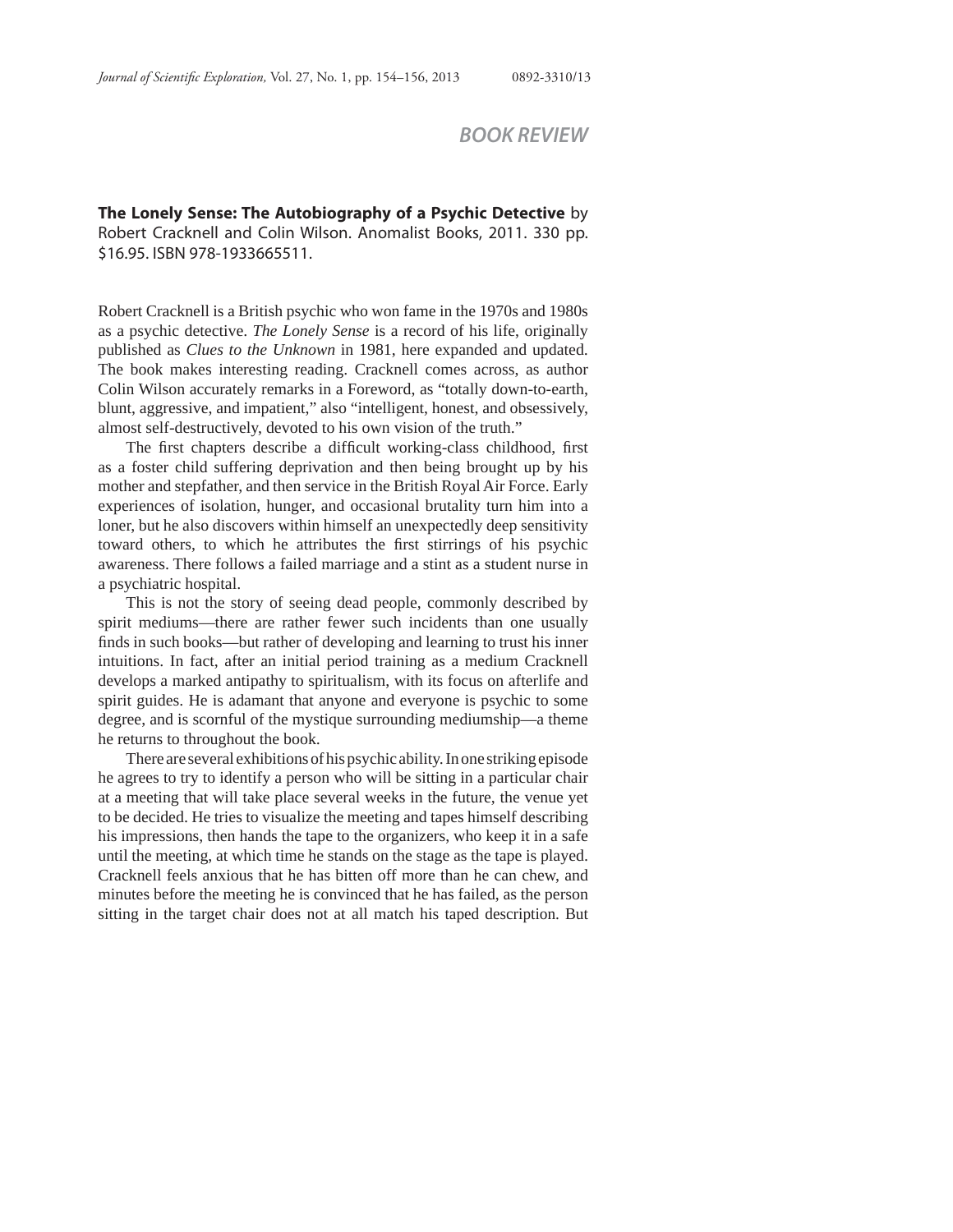# BOOK REVIEW

**The Lonely Sense: The Autobiography of a Psychic Detective** by Robert Cracknell and Colin Wilson. Anomalist Books, 2011. 330 pp. $16.95. ISBN 978-1933665511.

Robert Cracknell is a British psychic who won fame in the 1970s and 1980s as a psychic detective. *The Lonely Sense* is a record of his life, originally published as *Clues to the Unknown* in 1981, here expanded and updated. The book makes interesting reading. Cracknell comes across, as author Colin Wilson accurately remarks in a Foreword, as "totally down-to-earth, blunt, aggressive, and impatient," also "intelligent, honest, and obsessively, almost self-destructively, devoted to his own vision of the truth."

The first chapters describe a difficult working-class childhood, first as a foster child suffering deprivation and then being brought up by his mother and stepfather, and then service in the British Royal Air Force. Early experiences of isolation, hunger, and occasional brutality turn him into a loner, but he also discovers within himself an unexpectedly deep sensitivity toward others, to which he attributes the first stirrings of his psychic awareness. There follows a failed marriage and a stint as a student nurse in a psychiatric hospital.

This is not the story of seeing dead people, commonly described by spirit mediums—there are rather fewer such incidents than one usually finds in such books—but rather of developing and learning to trust his inner intuitions. In fact, after an initial period training as a medium Cracknell develops a marked antipathy to spiritualism, with its focus on afterlife and spirit guides. He is adamant that anyone and everyone is psychic to some degree, and is scornful of the mystique surrounding mediumship—a theme he returns to throughout the book.

There are several exhibitions of his psychic ability. In one striking episode he agrees to try to identify a person who will be sitting in a particular chair at a meeting that will take place several weeks in the future, the venue yet to be decided. He tries to visualize the meeting and tapes himself describing his impressions, then hands the tape to the organizers, who keep it in a safe until the meeting, at which time he stands on the stage as the tape is played. Cracknell feels anxious that he has bitten off more than he can chew, and minutes before the meeting he is convinced that he has failed, as the person sitting in the target chair does not at all match his taped description. But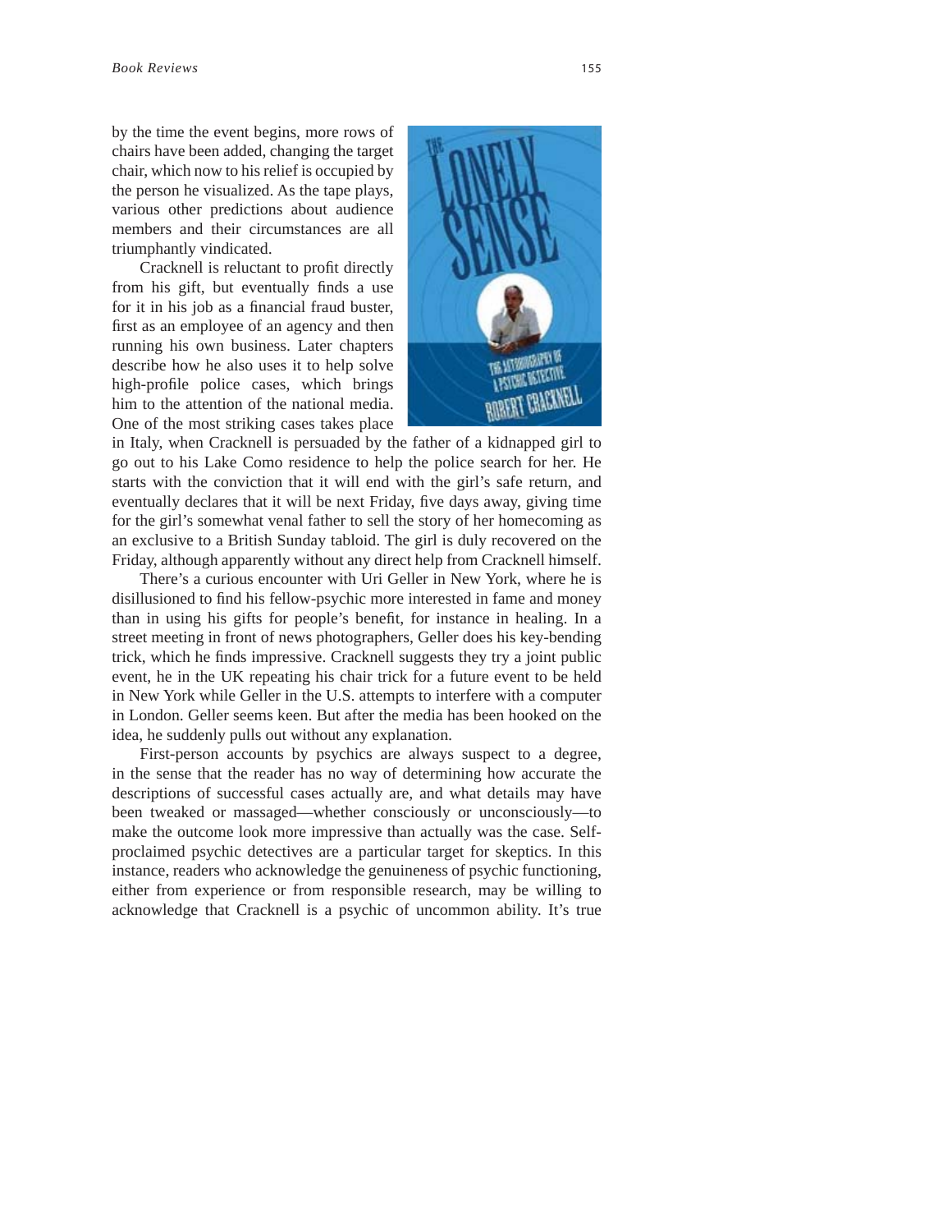by the time the event begins, more rows of chairs have been added, changing the target chair, which now to his relief is occupied by the person he visualized. As the tape plays, various other predictions about audience members and their circumstances are all triumphantly vindicated.

Cracknell is reluctant to profit directly from his gift, but eventually finds a use for it in his job as a financial fraud buster, first as an employee of an agency and then running his own business. Later chapters describe how he also uses it to help solve high-profile police cases, which brings him to the attention of the national media. One of the most striking cases takes place in Italy, when Cracknell is persuaded by the father of a kidnapped girl to go out to his Lake Como residence to help the police search for her. He starts with the conviction that it will end with the girl's safe return, and eventually declares that it will be next Friday, five days away, giving time for the girl's somewhat venal father to sell the story of her homecoming as an exclusive to a British Sunday tabloid. The girl is duly recovered on the Friday, although apparently without any direct help from Cracknell himself.

There's a curious encounter with Uri Geller in New York, where he is disillusioned to find his fellow-psychic more interested in fame and money than in using his gifts for people's benefit, for instance in healing. In a street meeting in front of news photographers, Geller does his key-bending trick, which he finds impressive. Cracknell suggests they try a joint public event, he in the UK repeating his chair trick for a future event to be held in New York while Geller in the U.S. attempts to interfere with a computer in London. Geller seems keen. But after the media has been hooked on the idea, he suddenly pulls out without any explanation.

First-person accounts by psychics are always suspect to a degree, in the sense that the reader has no way of determining how accurate the descriptions of successful cases actually are, and what details may have been tweaked or massaged—whether consciously or unconsciously—to make the outcome look more impressive than actually was the case. Self-proclaimed psychic detectives are a particular target for skeptics. In this instance, readers who acknowledge the genuineness of psychic functioning, either from experience or from responsible research, may be willing to acknowledge that Cracknell is a psychic of uncommon ability. It's true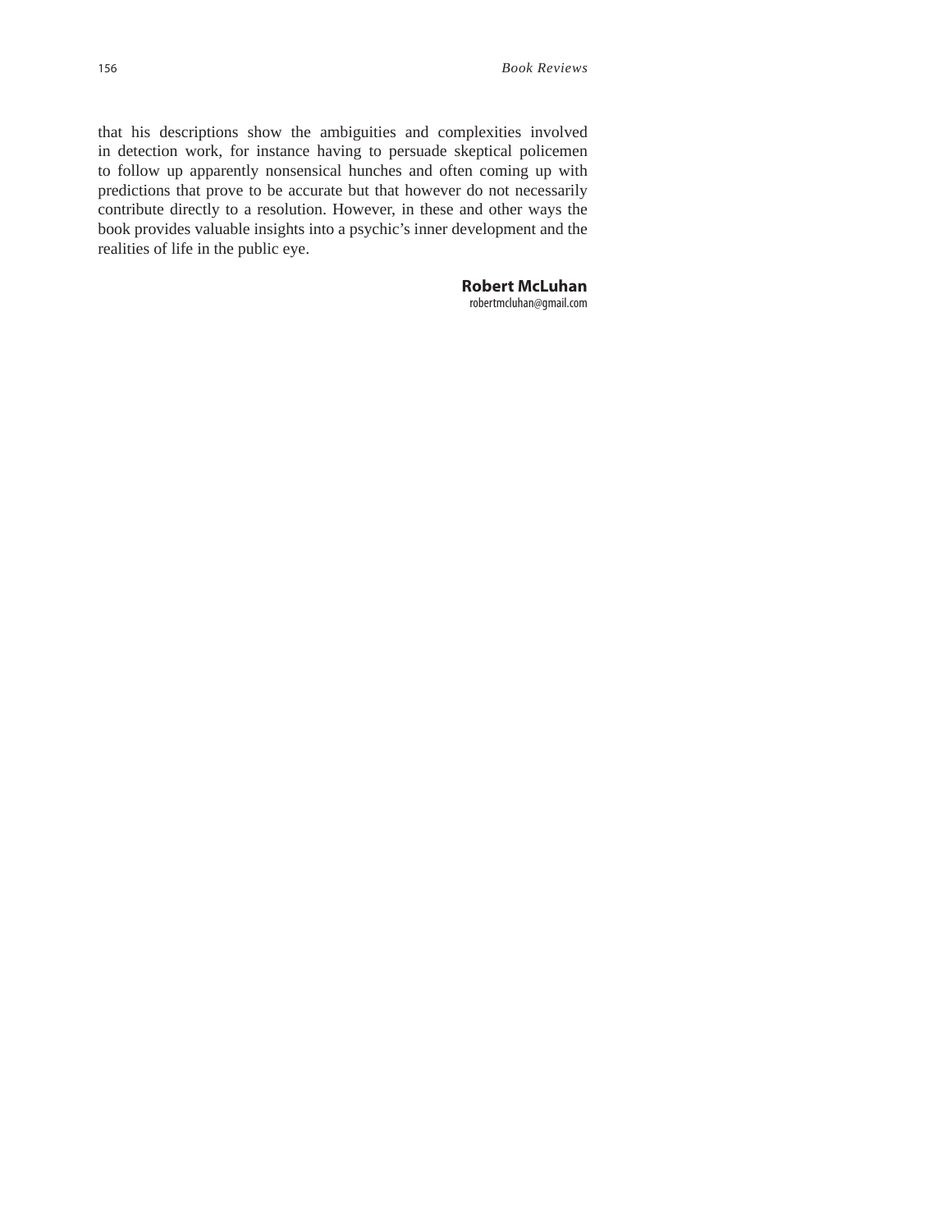that his descriptions show the ambiguities and complexities involved in detection work, for instance having to persuade skeptical policemen to follow up apparently nonsensical hunches and often coming up with predictions that prove to be accurate but that however do not necessarily contribute directly to a resolution. However, in these and other ways the book provides valuable insights into a psychic's inner development and the realities of life in the public eye.

**Robert McLuhan**
robertmcluhan@gmail.com